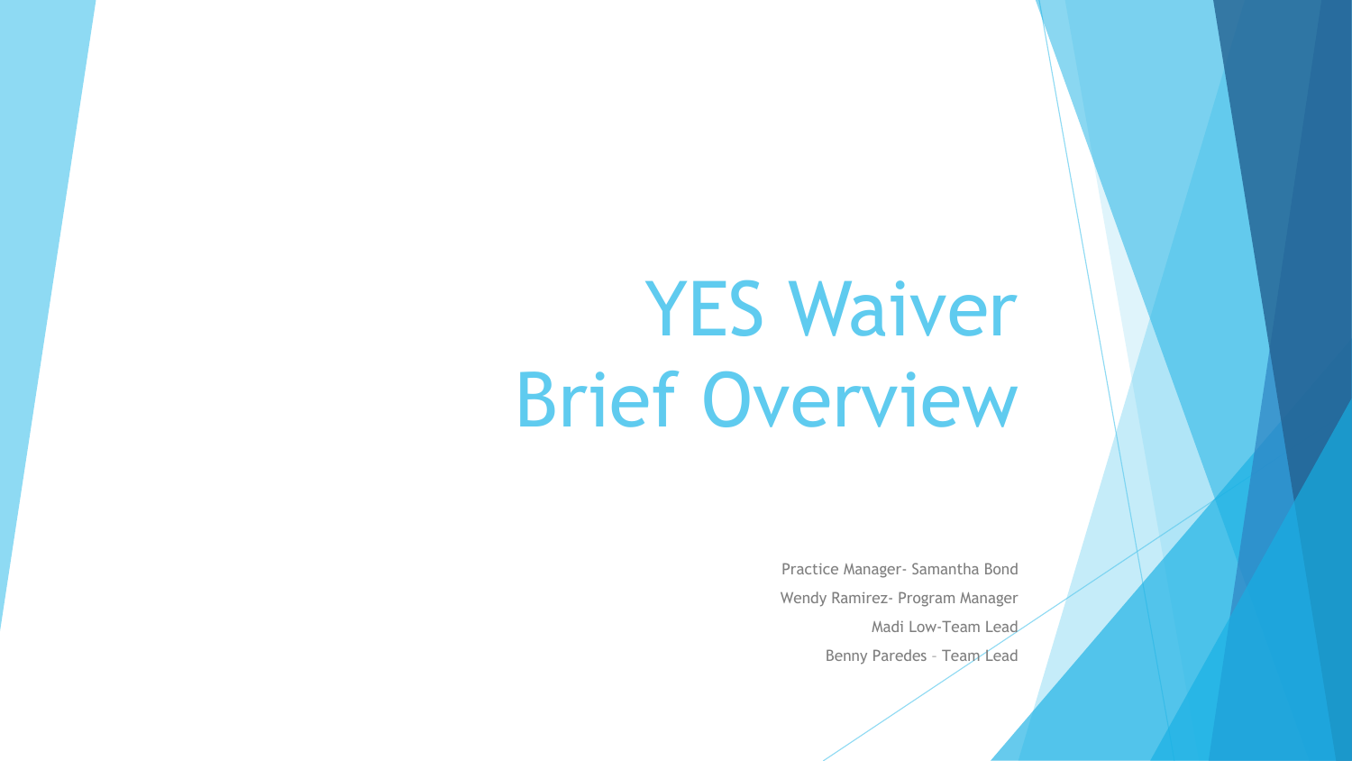# YES Waiver Brief Overview

Practice Manager- Samantha Bond

Wendy Ramirez- Program Manager

Madi Low-Team Lead

Benny Paredes – Team Lead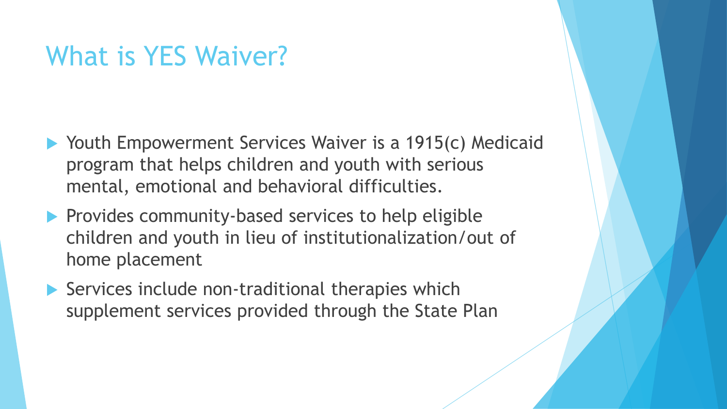# What is YES Waiver?

- Youth Empowerment Services Waiver is a 1915(c) Medicaid program that helps children and youth with serious mental, emotional and behavioral difficulties.
- Provides community-based services to help eligible children and youth in lieu of institutionalization/out of home placement
- Services include non-traditional therapies which supplement services provided through the State Plan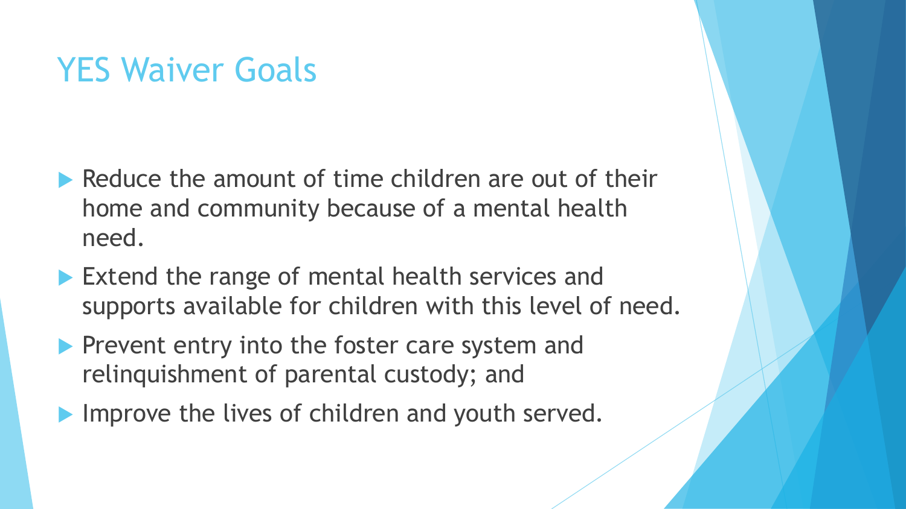# YES Waiver Goals

- Reduce the amount of time children are out of their home and community because of a mental health need.
- Extend the range of mental health services and supports available for children with this level of need.
- Prevent entry into the foster care system and relinquishment of parental custody; and
- Improve the lives of children and youth served.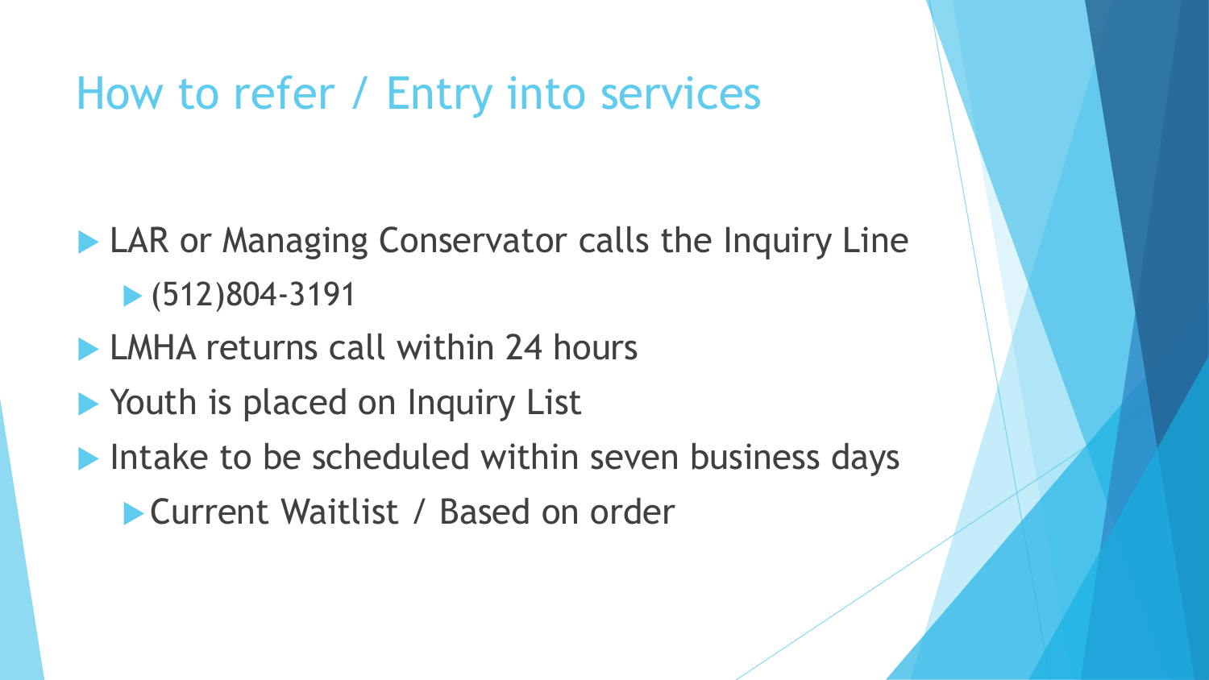# How to refer / Entry into services

- LAR or Managing Conservator calls the Inquiry Line
  - (512)804-3191
- LMHA returns call within 24 hours
- Youth is placed on Inquiry List
- Intake to be scheduled within seven business days
  - Current Waitlist / Based on order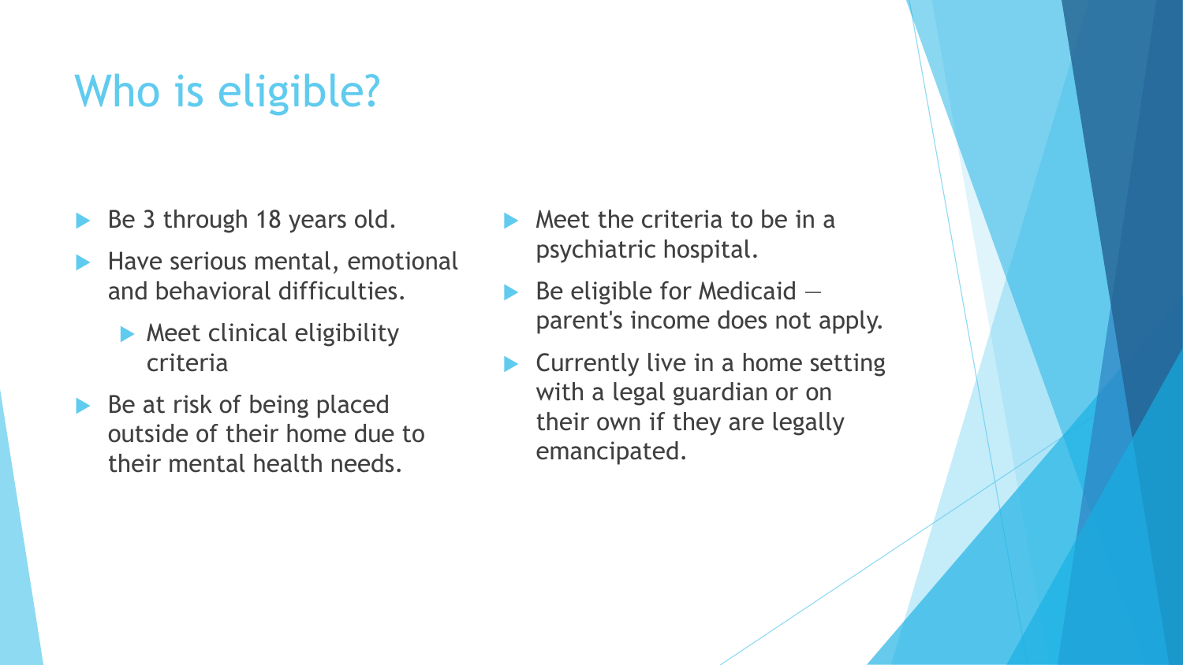# Who is eligible?

- Be 3 through 18 years old.
- Have serious mental, emotional and behavioral difficulties.
  - Meet clinical eligibility criteria
- Be at risk of being placed outside of their home due to their mental health needs.
- Meet the criteria to be in a psychiatric hospital.
- Be eligible for Medicaid — parent's income does not apply.
- Currently live in a home setting with a legal guardian or on their own if they are legally emancipated.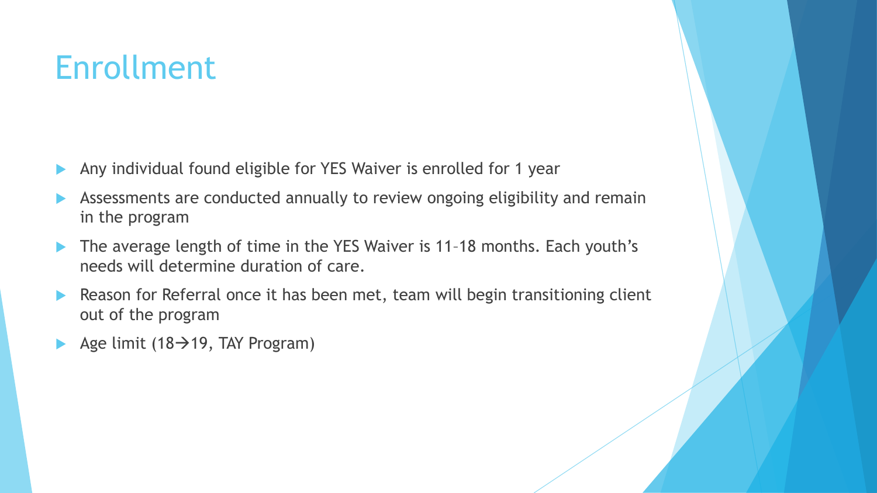# Enrollment

- Any individual found eligible for YES Waiver is enrolled for 1 year
- Assessments are conducted annually to review ongoing eligibility and remain in the program
- The average length of time in the YES Waiver is 11–18 months. Each youth's needs will determine duration of care.
- Reason for Referral once it has been met, team will begin transitioning client out of the program
- Age limit (18→19, TAY Program)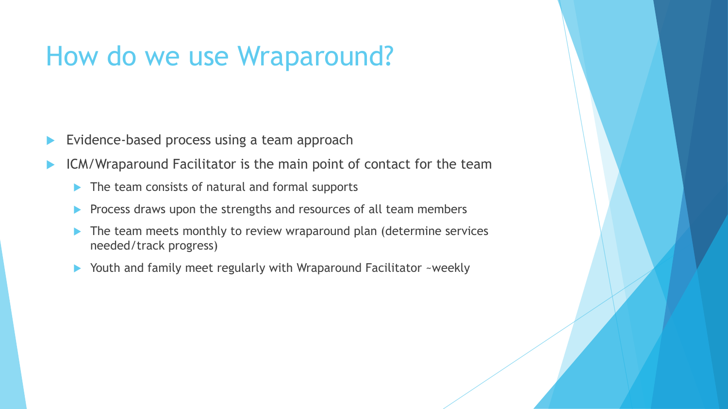# How do we use Wraparound?

- Evidence-based process using a team approach
- ICM/Wraparound Facilitator is the main point of contact for the team
  - The team consists of natural and formal supports
  - Process draws upon the strengths and resources of all team members
  - The team meets monthly to review wraparound plan (determine services needed/track progress)
  - Youth and family meet regularly with Wraparound Facilitator ~weekly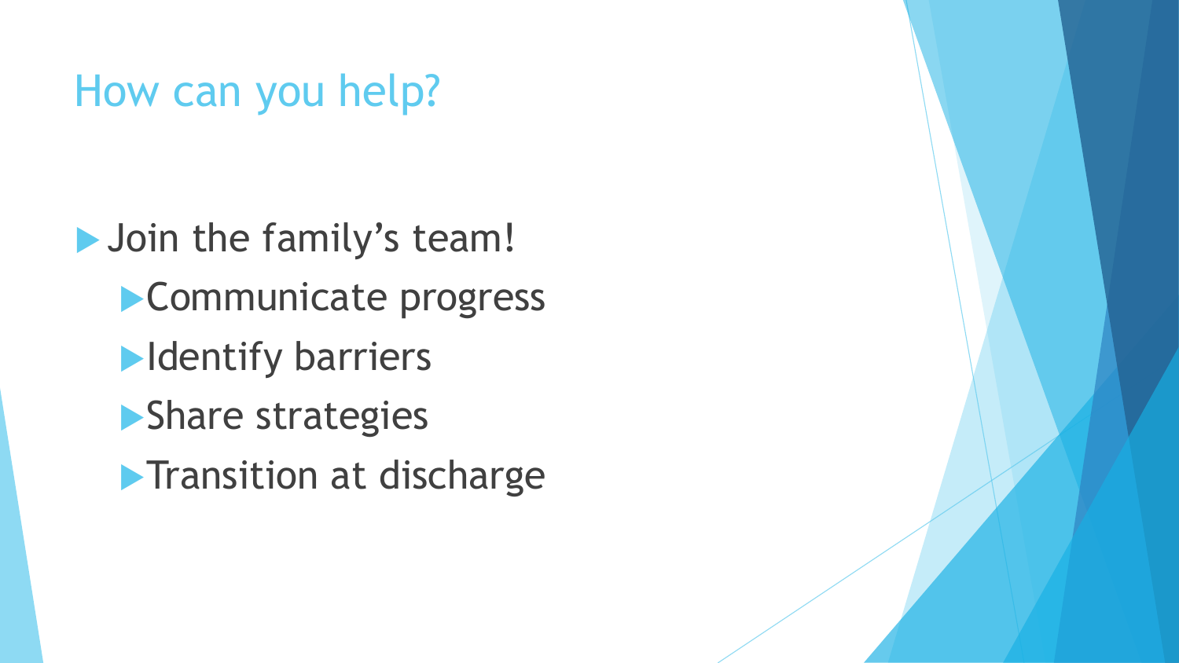# How can you help?

- Join the family's team!
  - Communicate progress
  - Identify barriers
  - Share strategies
  - Transition at discharge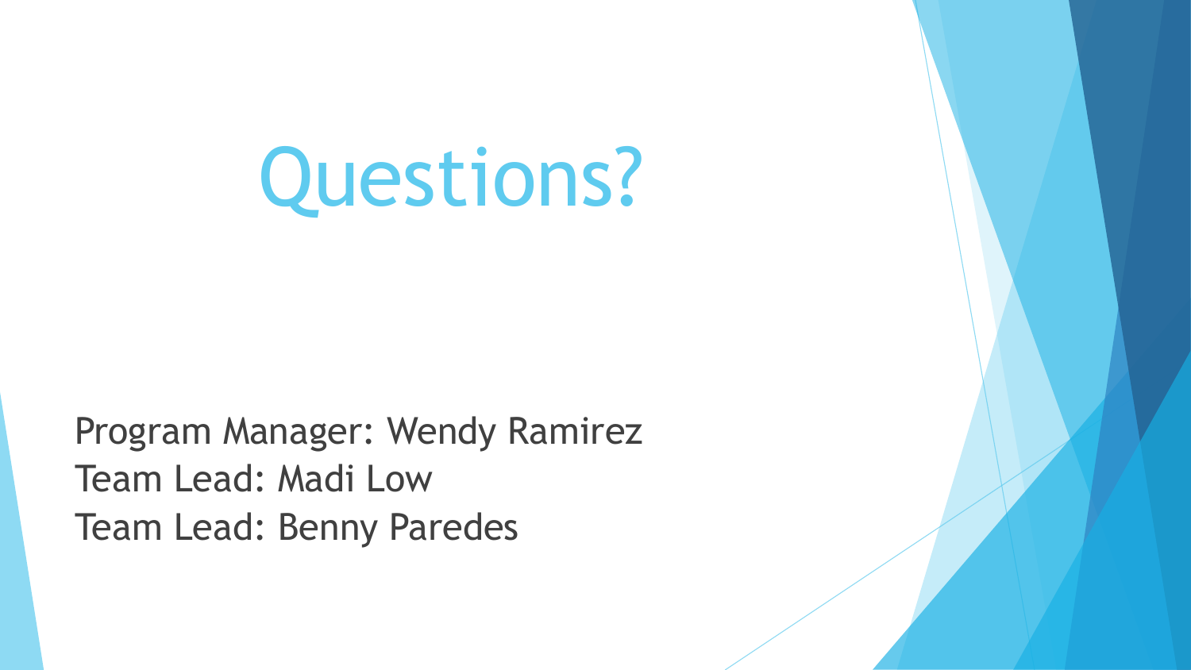# Questions?

Program Manager: Wendy Ramirez
Team Lead: Madi Low
Team Lead: Benny Paredes